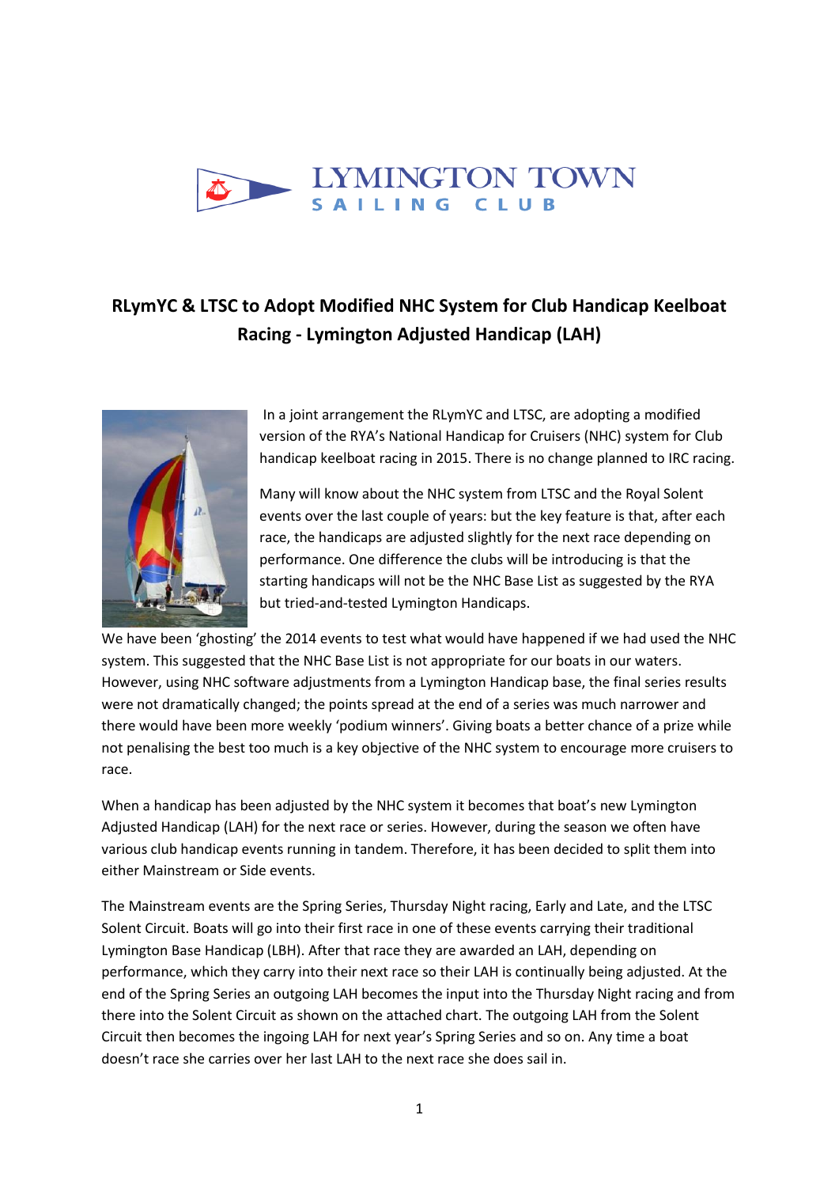LYMINGTON TOWN
SAILING CLUB

## RLymYC & LTSC to Adopt Modified NHC System for Club Handicap Keelboat Racing - Lymington Adjusted Handicap (LAH)

In a joint arrangement the RLymYC and LTSC, are adopting a modified version of the RYA's National Handicap for Cruisers (NHC) system for Club handicap keelboat racing in 2015. There is no change planned to IRC racing.

Many will know about the NHC system from LTSC and the Royal Solent events over the last couple of years: but the key feature is that, after each race, the handicaps are adjusted slightly for the next race depending on performance. One difference the clubs will be introducing is that the starting handicaps will not be the NHC Base List as suggested by the RYA but tried-and-tested Lymington Handicaps.

We have been 'ghosting' the 2014 events to test what would have happened if we had used the NHC system. This suggested that the NHC Base List is not appropriate for our boats in our waters. However, using NHC software adjustments from a Lymington Handicap base, the final series results were not dramatically changed; the points spread at the end of a series was much narrower and there would have been more weekly 'podium winners'. Giving boats a better chance of a prize while not penalising the best too much is a key objective of the NHC system to encourage more cruisers to race.

When a handicap has been adjusted by the NHC system it becomes that boat's new Lymington Adjusted Handicap (LAH) for the next race or series. However, during the season we often have various club handicap events running in tandem. Therefore, it has been decided to split them into either Mainstream or Side events.

The Mainstream events are the Spring Series, Thursday Night racing, Early and Late, and the LTSC Solent Circuit. Boats will go into their first race in one of these events carrying their traditional Lymington Base Handicap (LBH). After that race they are awarded an LAH, depending on performance, which they carry into their next race so their LAH is continually being adjusted. At the end of the Spring Series an outgoing LAH becomes the input into the Thursday Night racing and from there into the Solent Circuit as shown on the attached chart. The outgoing LAH from the Solent Circuit then becomes the ingoing LAH for next year's Spring Series and so on. Any time a boat doesn't race she carries over her last LAH to the next race she does sail in.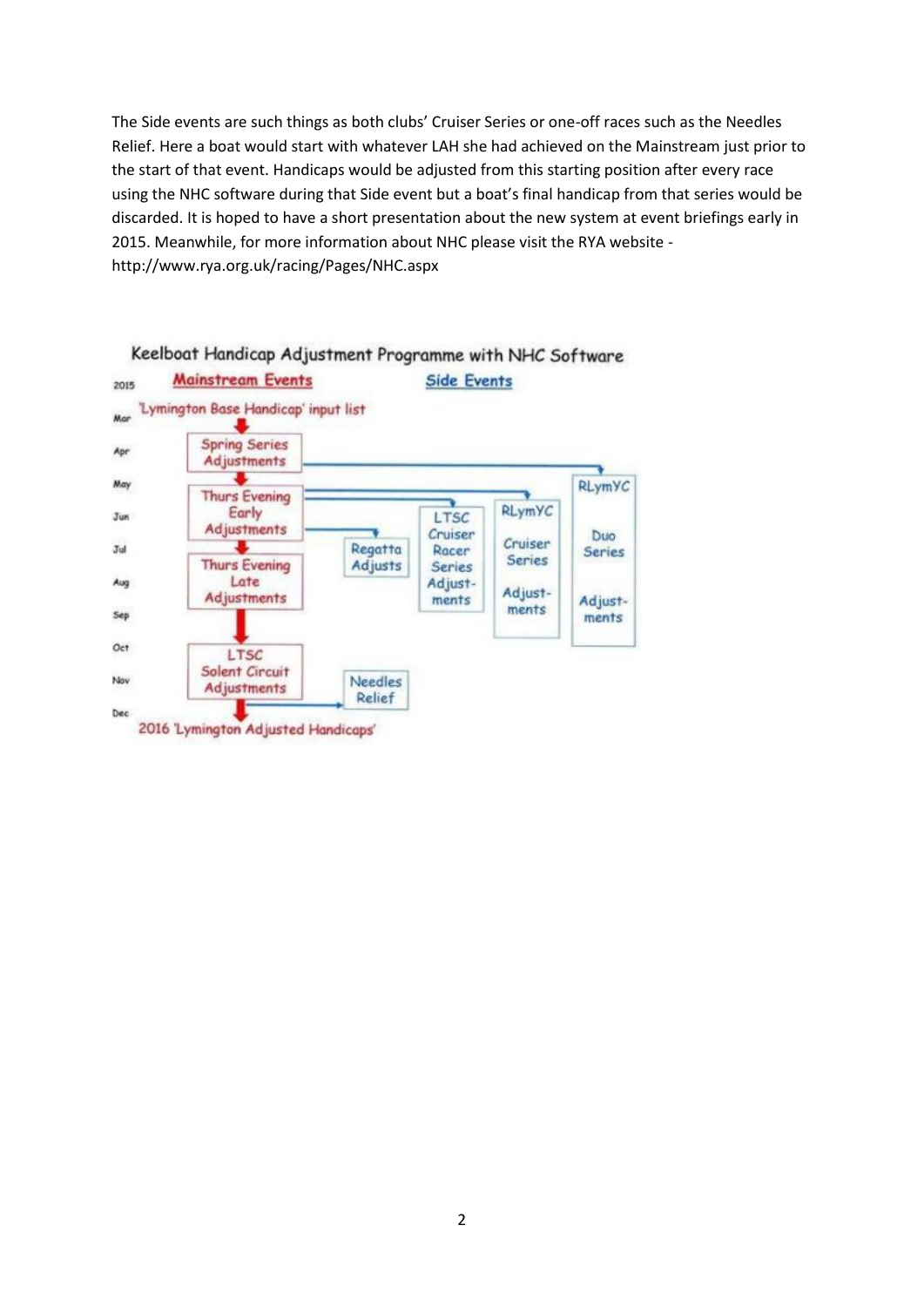The Side events are such things as both clubs' Cruiser Series or one-off races such as the Needles Relief. Here a boat would start with whatever LAH she had achieved on the Mainstream just prior to the start of that event. Handicaps would be adjusted from this starting position after every race using the NHC software during that Side event but a boat's final handicap from that series would be discarded. It is hoped to have a short presentation about the new system at event briefings early in 2015. Meanwhile, for more information about NHC please visit the RYA website - http://www.rya.org.uk/racing/Pages/NHC.aspx

Keelboat Handicap Adjustment Programme with NHC Software

2015

Mainstream Events

Side Events

Mar

'Lymington Base Handicap' input list

Apr

Spring Series Adjustments

May

Thurs Evening Early Adjustments

RLymYC Duo Series Adjust-ments

Jun

LTSC Cruiser Racer Series Adjust-ments

RLymYC Cruiser Series Adjust-ments

Jul

Regatta Adjusts

Aug

Thurs Evening Late Adjustments

Sep

Oct

LTSC Solent Circuit Adjustments

Nov

Needles Relief

Dec

2016 'Lymington Adjusted Handicaps'